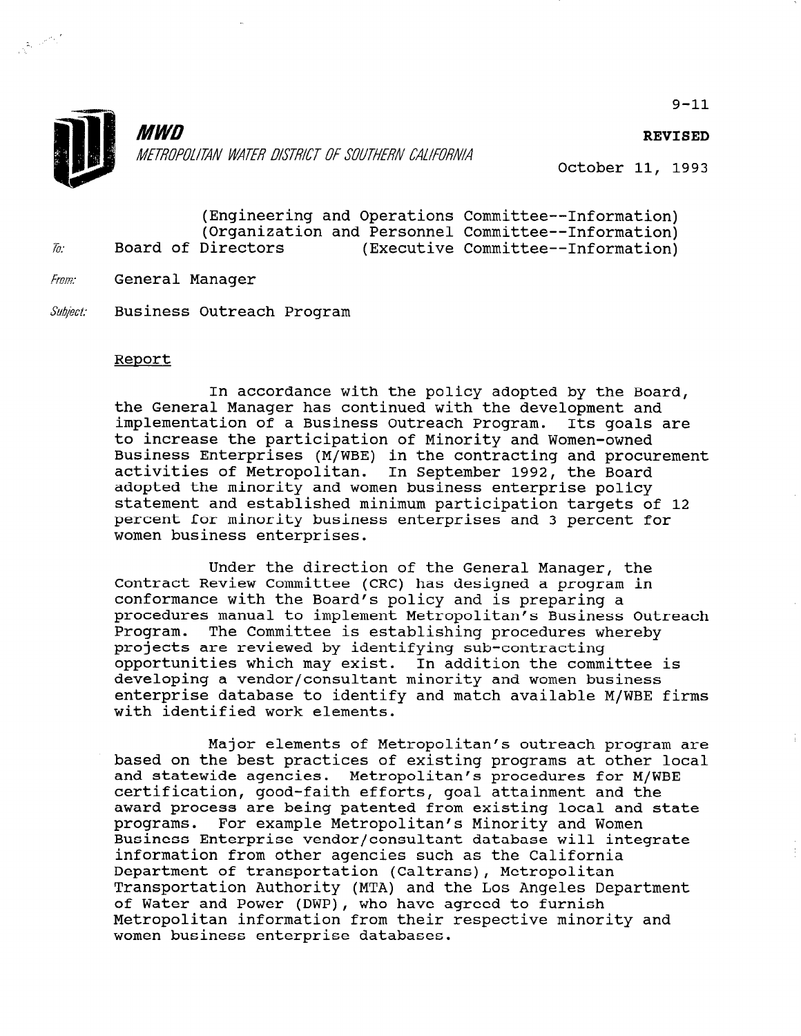9-11

**REVISED**

**MWD**

*METROPOLITAN WATER DISTRICT OF SOUTHERN CALIFORNIA*

October 11, 1993

(Engineering and Operations Committee--Information)
(Organization and Personnel Committee--Information)

To: Board of Directors (Executive Committee--Information)

From: General Manager

Subject: Business Outreach Program

## Report

In accordance with the policy adopted by the Board, the General Manager has continued with the development and implementation of a Business Outreach Program. Its goals are to increase the participation of Minority and Women-owned Business Enterprises (M/WBE) in the contracting and procurement activities of Metropolitan. In September 1992, the Board adopted the minority and women business enterprise policy statement and established minimum participation targets of 12 percent for minority business enterprises and 3 percent for women business enterprises.

Under the direction of the General Manager, the Contract Review Committee (CRC) has designed a program in conformance with the Board's policy and is preparing a procedures manual to implement Metropolitan's Business Outreach Program. The Committee is establishing procedures whereby projects are reviewed by identifying sub-contracting opportunities which may exist. In addition the committee is developing a vendor/consultant minority and women business enterprise database to identify and match available M/WBE firms with identified work elements.

Major elements of Metropolitan's outreach program are based on the best practices of existing programs at other local and statewide agencies. Metropolitan's procedures for M/WBE certification, good-faith efforts, goal attainment and the award process are being patented from existing local and state programs. For example Metropolitan's Minority and Women Business Enterprise vendor/consultant database will integrate information from other agencies such as the California Department of transportation (Caltrans), Metropolitan Transportation Authority (MTA) and the Los Angeles Department of Water and Power (DWP), who have agreed to furnish Metropolitan information from their respective minority and women business enterprise databases.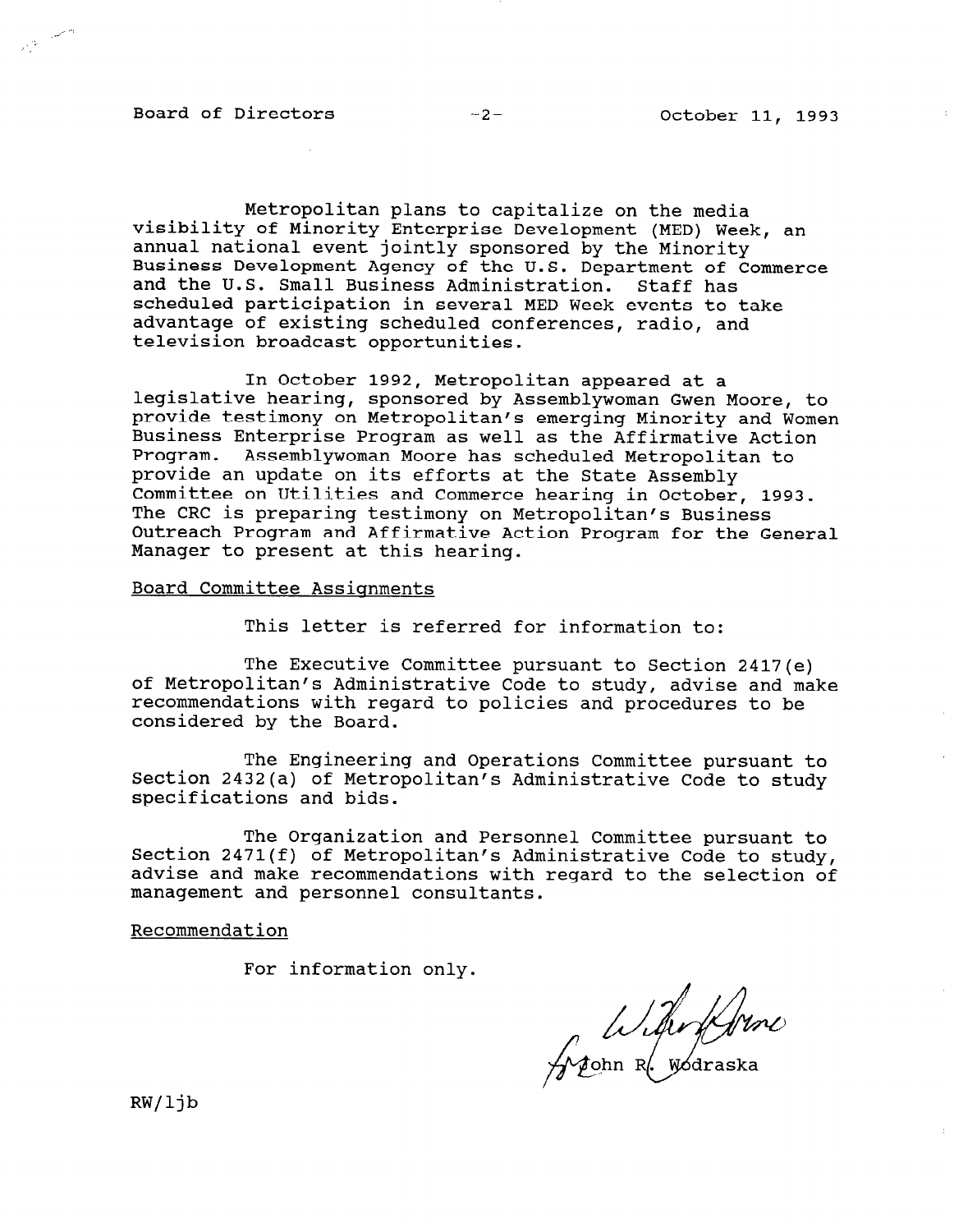Metropolitan plans to capitalize on the media visibility of Minority Enterprise Development (MED) Week, an annual national event jointly sponsored by the Minority Business Development Agency of the U.S. Department of Commerce and the U.S. Small Business Administration. Staff has scheduled participation in several MED Week events to take advantage of existing scheduled conferences, radio, and television broadcast opportunities.

In October 1992, Metropolitan appeared at a legislative hearing, sponsored by Assemblywoman Gwen Moore, to provide testimony on Metropolitan's emerging Minority and Women Business Enterprise Program as well as the Affirmative Action Program. Assemblywoman Moore has scheduled Metropolitan to provide an update on its efforts at the State Assembly Committee on Utilities and Commerce hearing in October, 1993. The CRC is preparing testimony on Metropolitan's Business Outreach Program and Affirmative Action Program for the General Manager to present at this hearing.

## Board Committee Assignments

This letter is referred for information to:

The Executive Committee pursuant to Section 2417(e) of Metropolitan's Administrative Code to study, advise and make recommendations with regard to policies and procedures to be considered by the Board.

The Engineering and Operations Committee pursuant to Section 2432(a) of Metropolitan's Administrative Code to study specifications and bids.

The Organization and Personnel Committee pursuant to Section 2471(f) of Metropolitan's Administrative Code to study, advise and make recommendations with regard to the selection of management and personnel consultants.

## Recommendation

For information only.

for John R. Wodraska

RW/ljb